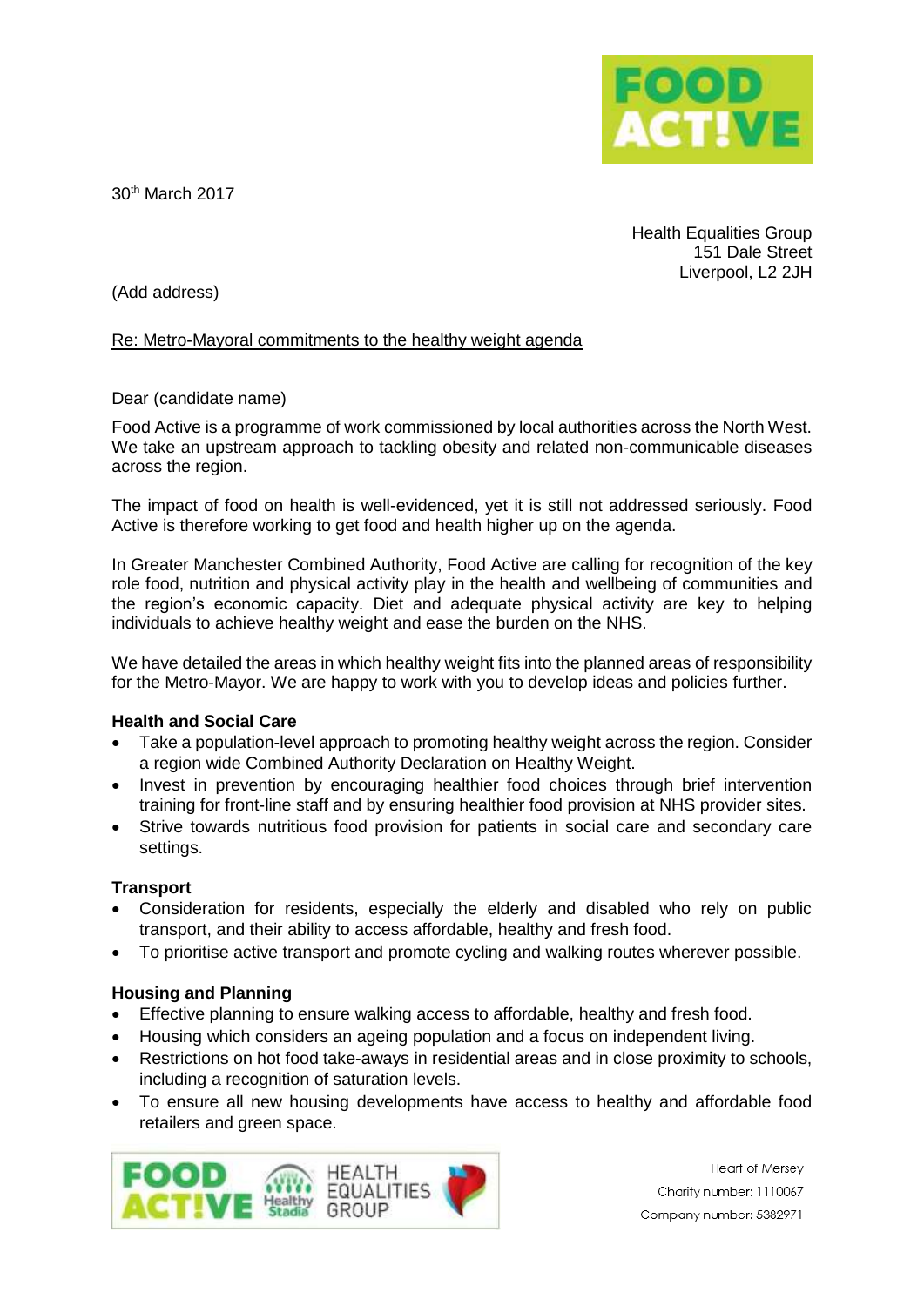30th March 2017

Health Equalities Group
151 Dale Street
Liverpool, L2 2JH

(Add address)

Re: Metro-Mayoral commitments to the healthy weight agenda

Dear (candidate name)

Food Active is a programme of work commissioned by local authorities across the North West. We take an upstream approach to tackling obesity and related non-communicable diseases across the region.

The impact of food on health is well-evidenced, yet it is still not addressed seriously. Food Active is therefore working to get food and health higher up on the agenda.

In Greater Manchester Combined Authority, Food Active are calling for recognition of the key role food, nutrition and physical activity play in the health and wellbeing of communities and the region's economic capacity. Diet and adequate physical activity are key to helping individuals to achieve healthy weight and ease the burden on the NHS.

We have detailed the areas in which healthy weight fits into the planned areas of responsibility for the Metro-Mayor. We are happy to work with you to develop ideas and policies further.

**Health and Social Care**

- Take a population-level approach to promoting healthy weight across the region. Consider a region wide Combined Authority Declaration on Healthy Weight.
- Invest in prevention by encouraging healthier food choices through brief intervention training for front-line staff and by ensuring healthier food provision at NHS provider sites.
- Strive towards nutritious food provision for patients in social care and secondary care settings.

**Transport**

- Consideration for residents, especially the elderly and disabled who rely on public transport, and their ability to access affordable, healthy and fresh food.
- To prioritise active transport and promote cycling and walking routes wherever possible.

**Housing and Planning**

- Effective planning to ensure walking access to affordable, healthy and fresh food.
- Housing which considers an ageing population and a focus on independent living.
- Restrictions on hot food take-aways in residential areas and in close proximity to schools, including a recognition of saturation levels.
- To ensure all new housing developments have access to healthy and affordable food retailers and green space.

Heart of Mersey
Charity number: 1110067
Company number: 5382971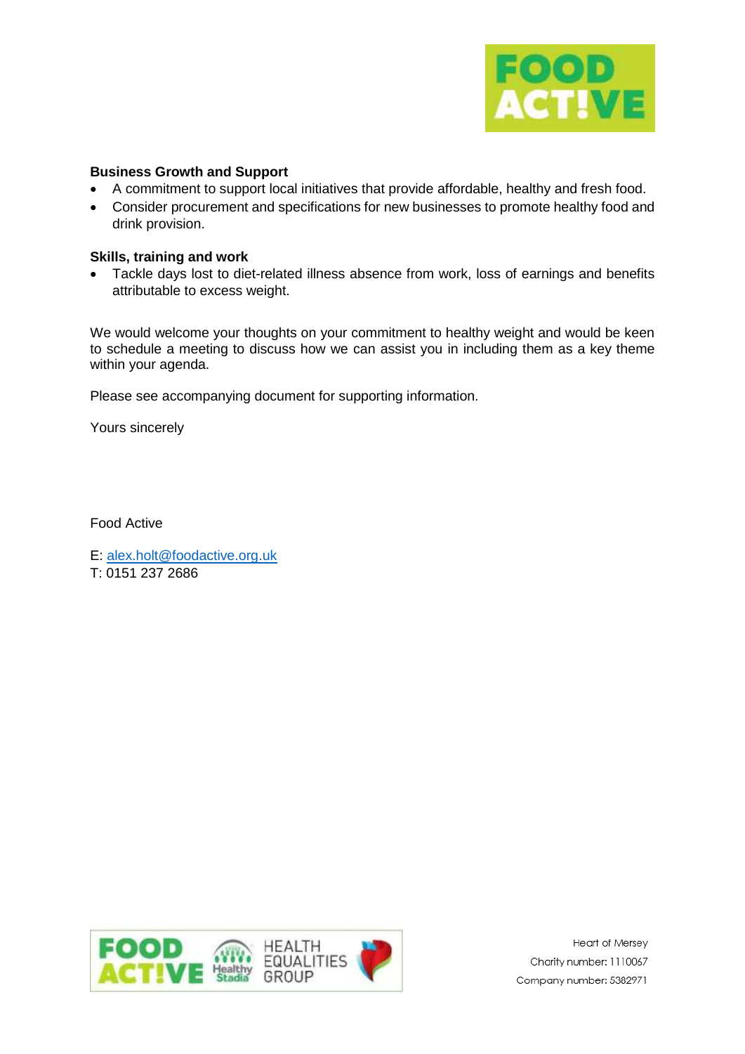**Business Growth and Support**

- A commitment to support local initiatives that provide affordable, healthy and fresh food.
- Consider procurement and specifications for new businesses to promote healthy food and drink provision.

**Skills, training and work**

- Tackle days lost to diet-related illness absence from work, loss of earnings and benefits attributable to excess weight.

We would welcome your thoughts on your commitment to healthy weight and would be keen to schedule a meeting to discuss how we can assist you in including them as a key theme within your agenda.

Please see accompanying document for supporting information.

Yours sincerely

Food Active

E: alex.holt@foodactive.org.uk
T: 0151 237 2686

Heart of Mersey
Charity number: 1110067
Company number: 5382971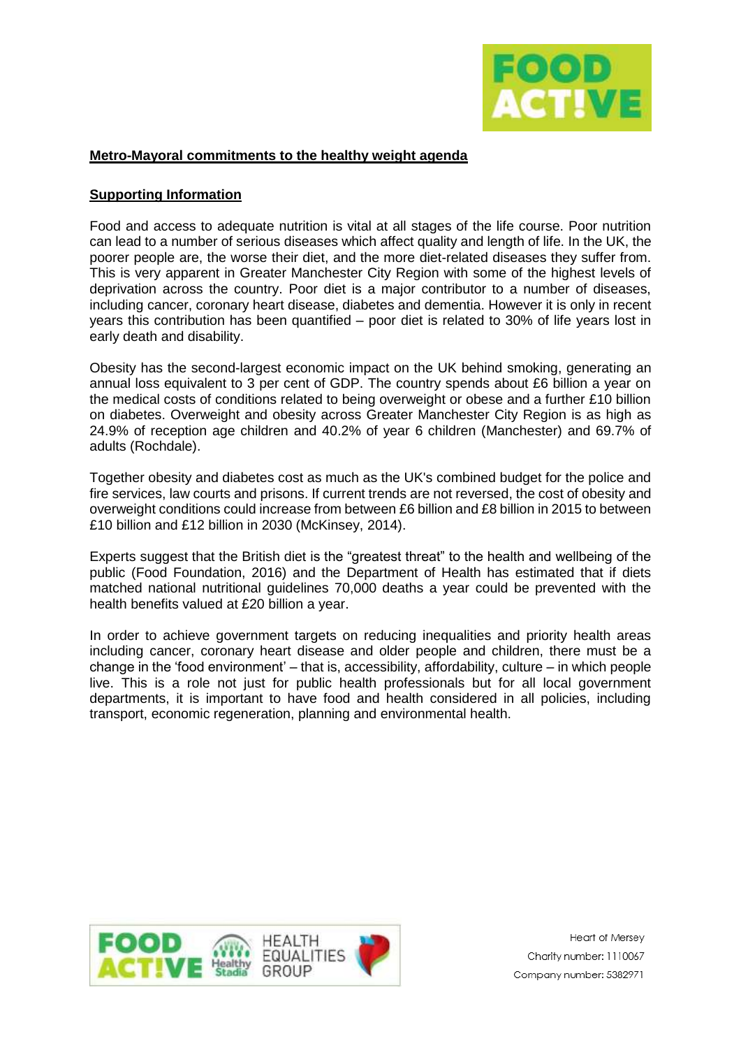**Metro-Mayoral commitments to the healthy weight agenda**

**Supporting Information**

Food and access to adequate nutrition is vital at all stages of the life course. Poor nutrition can lead to a number of serious diseases which affect quality and length of life. In the UK, the poorer people are, the worse their diet, and the more diet-related diseases they suffer from. This is very apparent in Greater Manchester City Region with some of the highest levels of deprivation across the country. Poor diet is a major contributor to a number of diseases, including cancer, coronary heart disease, diabetes and dementia. However it is only in recent years this contribution has been quantified – poor diet is related to 30% of life years lost in early death and disability.

Obesity has the second-largest economic impact on the UK behind smoking, generating an annual loss equivalent to 3 per cent of GDP. The country spends about £6 billion a year on the medical costs of conditions related to being overweight or obese and a further £10 billion on diabetes. Overweight and obesity across Greater Manchester City Region is as high as 24.9% of reception age children and 40.2% of year 6 children (Manchester) and 69.7% of adults (Rochdale).

Together obesity and diabetes cost as much as the UK's combined budget for the police and fire services, law courts and prisons. If current trends are not reversed, the cost of obesity and overweight conditions could increase from between £6 billion and £8 billion in 2015 to between £10 billion and £12 billion in 2030 (McKinsey, 2014).

Experts suggest that the British diet is the "greatest threat" to the health and wellbeing of the public (Food Foundation, 2016) and the Department of Health has estimated that if diets matched national nutritional guidelines 70,000 deaths a year could be prevented with the health benefits valued at £20 billion a year.

In order to achieve government targets on reducing inequalities and priority health areas including cancer, coronary heart disease and older people and children, there must be a change in the 'food environment' – that is, accessibility, affordability, culture – in which people live. This is a role not just for public health professionals but for all local government departments, it is important to have food and health considered in all policies, including transport, economic regeneration, planning and environmental health.

Heart of Mersey
Charity number: 1110067
Company number: 5382971